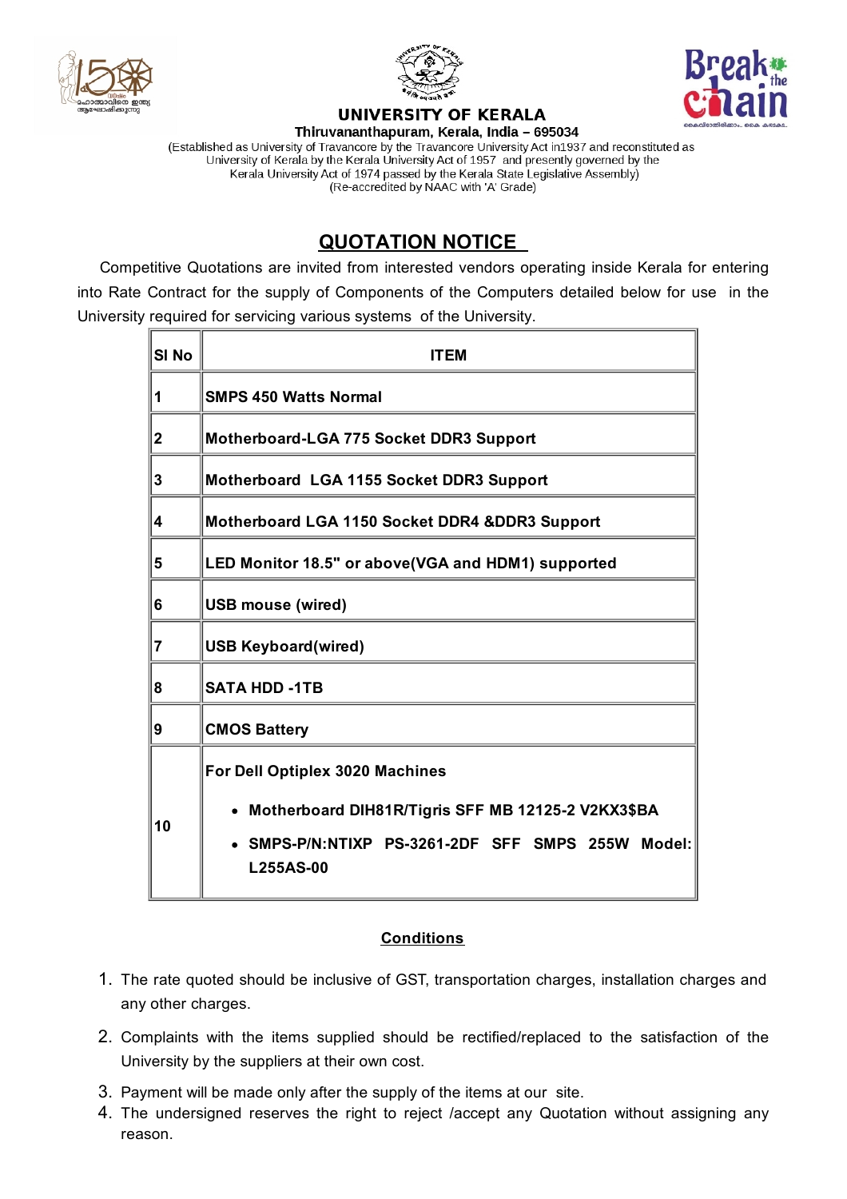# UNIVERSITY OF KERALA

**Thiruvananthapuram, Kerala, India – 695034**

(Established as University of Travancore by the Travancore University Act in1937 and reconstituted as University of Kerala by the Kerala University Act of 1957 and presently governed by the Kerala University Act of 1974 passed by the Kerala State Legislative Assembly)
(Re-accredited by NAAC with 'A' Grade)

## QUOTATION NOTICE

Competitive Quotations are invited from interested vendors operating inside Kerala for entering into Rate Contract for the supply of Components of the Computers detailed below for use in the University required for servicing various systems of the University.

| Sl No | ITEM |
|---|---|
| 1 | SMPS 450 Watts Normal |
| 2 | Motherboard-LGA 775 Socket DDR3 Support |
| 3 | Motherboard LGA 1155 Socket DDR3 Support |
| 4 | Motherboard LGA 1150 Socket DDR4 &DDR3 Support |
| 5 | LED Monitor 18.5" or above(VGA and HDM1) supported |
| 6 | USB mouse (wired) |
| 7 | USB Keyboard(wired) |
| 8 | SATA HDD -1TB |
| 9 | CMOS Battery |
| 10 | For Dell Optiplex 3020 Machines<br>• Motherboard DIH81R/Tigris SFF MB 12125-2 V2KX3$BA<br>• SMPS-P/N:NTIXP PS-3261-2DF SFF SMPS 255W Model: L255AS-00 |

### Conditions

1. The rate quoted should be inclusive of GST, transportation charges, installation charges and any other charges.
2. Complaints with the items supplied should be rectified/replaced to the satisfaction of the University by the suppliers at their own cost.
3. Payment will be made only after the supply of the items at our site.
4. The undersigned reserves the right to reject /accept any Quotation without assigning any reason.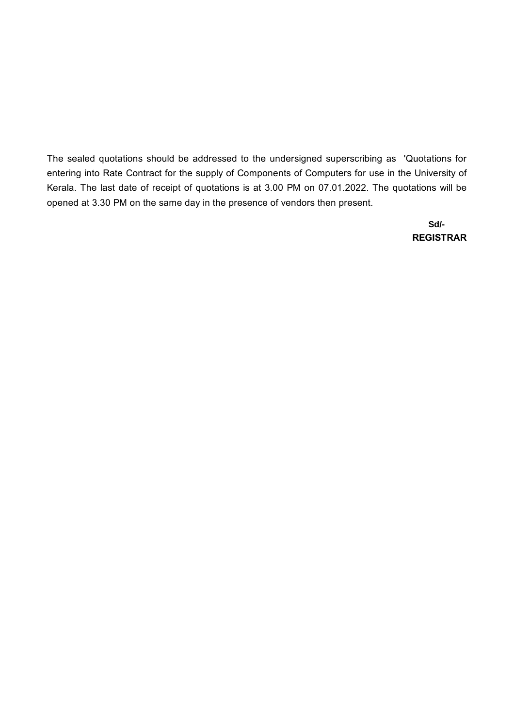The sealed quotations should be addressed to the undersigned superscribing as 'Quotations for entering into Rate Contract for the supply of Components of Computers for use in the University of Kerala. The last date of receipt of quotations is at 3.00 PM on 07.01.2022. The quotations will be opened at 3.30 PM on the same day in the presence of vendors then present.

**Sd/-**
**REGISTRAR**